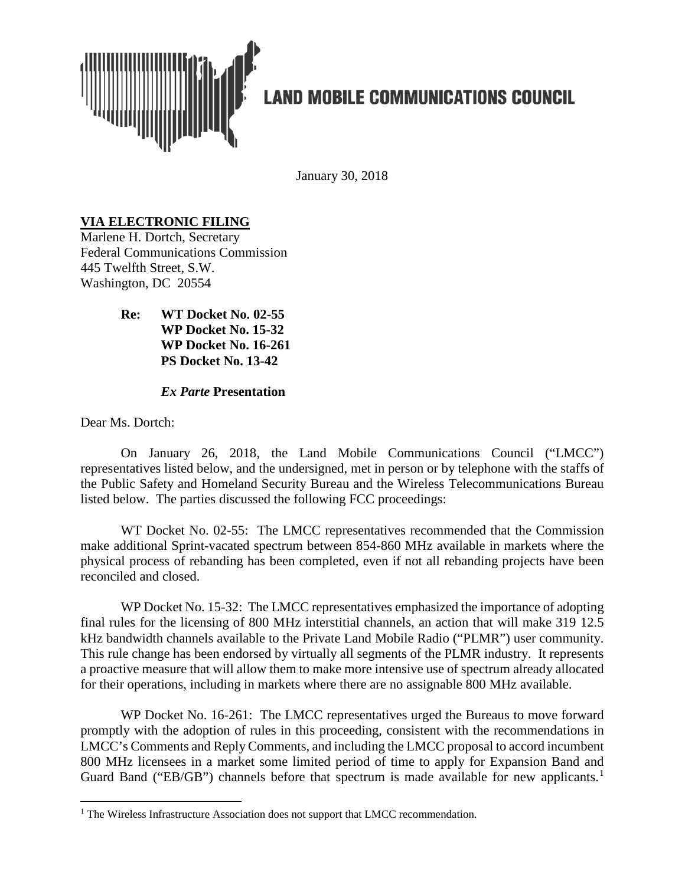**LAND MOBILE COMMUNICATIONS COUNCIL**

January 30, 2018

**VIA ELECTRONIC FILING**
Marlene H. Dortch, Secretary
Federal Communications Commission
445 Twelfth Street, S.W.
Washington, DC 20554

> **Re: WT Docket No. 02-55**
> **WP Docket No. 15-32**
> **WP Docket No. 16-261**
> **PS Docket No. 13-42**
>
> ***Ex Parte* Presentation**

Dear Ms. Dortch:

On January 26, 2018, the Land Mobile Communications Council ("LMCC") representatives listed below, and the undersigned, met in person or by telephone with the staffs of the Public Safety and Homeland Security Bureau and the Wireless Telecommunications Bureau listed below. The parties discussed the following FCC proceedings:

WT Docket No. 02-55: The LMCC representatives recommended that the Commission make additional Sprint-vacated spectrum between 854-860 MHz available in markets where the physical process of rebanding has been completed, even if not all rebanding projects have been reconciled and closed.

WP Docket No. 15-32: The LMCC representatives emphasized the importance of adopting final rules for the licensing of 800 MHz interstitial channels, an action that will make 319 12.5 kHz bandwidth channels available to the Private Land Mobile Radio ("PLMR") user community. This rule change has been endorsed by virtually all segments of the PLMR industry. It represents a proactive measure that will allow them to make more intensive use of spectrum already allocated for their operations, including in markets where there are no assignable 800 MHz available.

WP Docket No. 16-261: The LMCC representatives urged the Bureaus to move forward promptly with the adoption of rules in this proceeding, consistent with the recommendations in LMCC's Comments and Reply Comments, and including the LMCC proposal to accord incumbent 800 MHz licensees in a market some limited period of time to apply for Expansion Band and Guard Band ("EB/GB") channels before that spectrum is made available for new applicants.[1]

[1] The Wireless Infrastructure Association does not support that LMCC recommendation.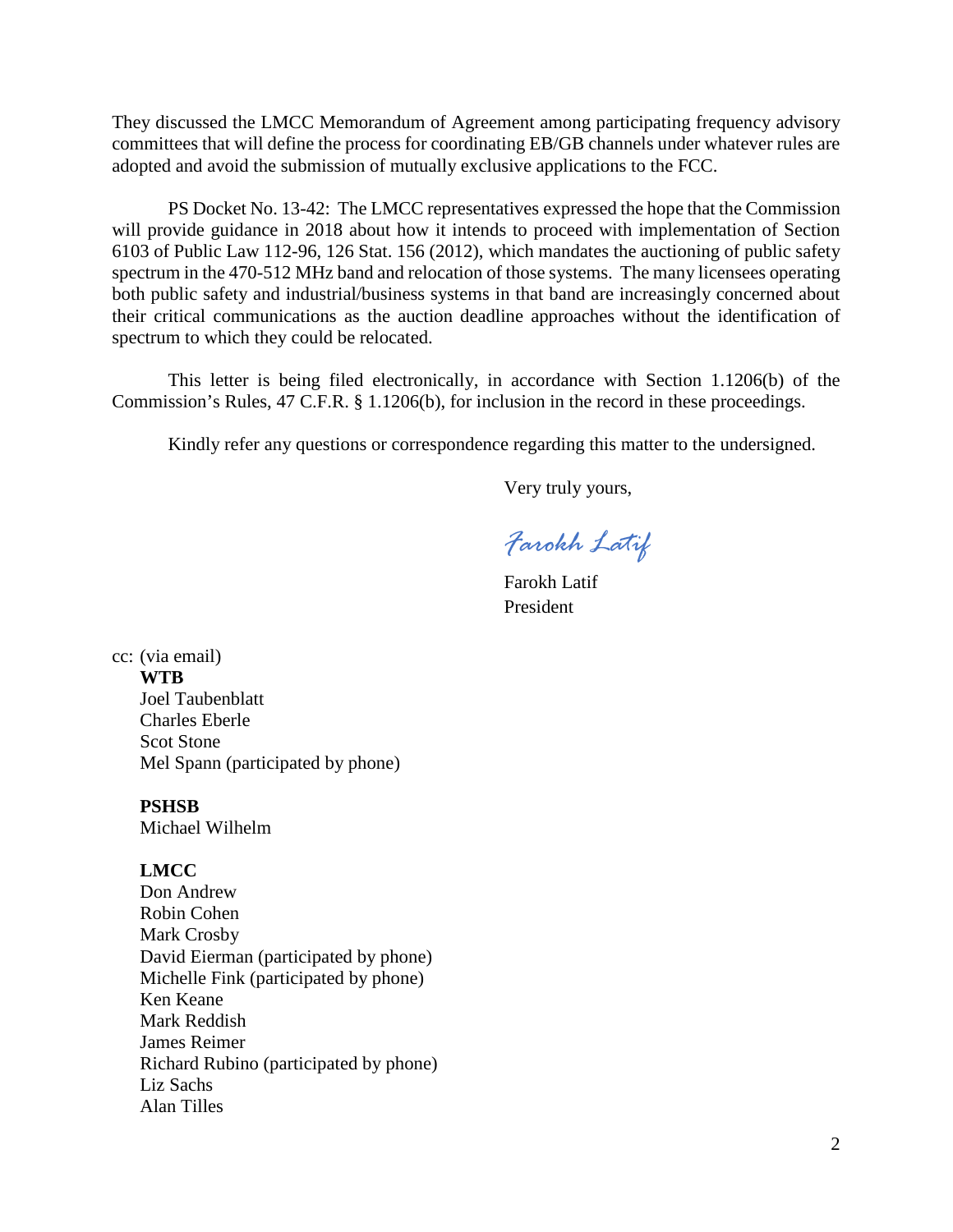They discussed the LMCC Memorandum of Agreement among participating frequency advisory committees that will define the process for coordinating EB/GB channels under whatever rules are adopted and avoid the submission of mutually exclusive applications to the FCC.

PS Docket No. 13-42: The LMCC representatives expressed the hope that the Commission will provide guidance in 2018 about how it intends to proceed with implementation of Section 6103 of Public Law 112-96, 126 Stat. 156 (2012), which mandates the auctioning of public safety spectrum in the 470-512 MHz band and relocation of those systems. The many licensees operating both public safety and industrial/business systems in that band are increasingly concerned about their critical communications as the auction deadline approaches without the identification of spectrum to which they could be relocated.

This letter is being filed electronically, in accordance with Section 1.1206(b) of the Commission's Rules, 47 C.F.R. § 1.1206(b), for inclusion in the record in these proceedings.

Kindly refer any questions or correspondence regarding this matter to the undersigned.

Very truly yours,

*Farokh Latif*

Farokh Latif
President

cc: (via email)

**WTB**
Joel Taubenblatt
Charles Eberle
Scot Stone
Mel Spann (participated by phone)

**PSHSB**
Michael Wilhelm

**LMCC**
Don Andrew
Robin Cohen
Mark Crosby
David Eierman (participated by phone)
Michelle Fink (participated by phone)
Ken Keane
Mark Reddish
James Reimer
Richard Rubino (participated by phone)
Liz Sachs
Alan Tilles